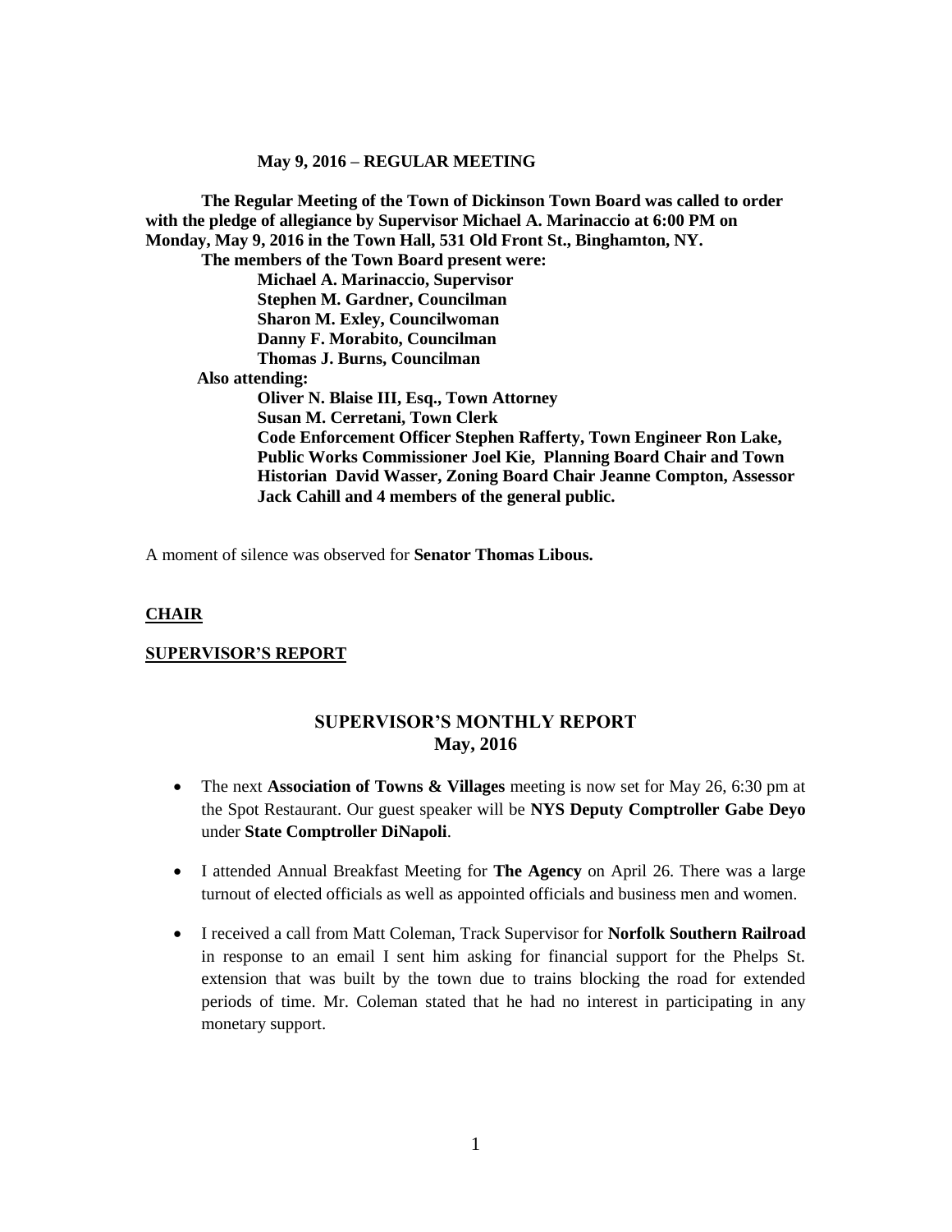**May 9, 2016 – REGULAR MEETING**

**The Regular Meeting of the Town of Dickinson Town Board was called to order with the pledge of allegiance by Supervisor Michael A. Marinaccio at 6:00 PM on Monday, May 9, 2016 in the Town Hall, 531 Old Front St., Binghamton, NY.**

**The members of the Town Board present were:**

**Michael A. Marinaccio, Supervisor**
**Stephen M. Gardner, Councilman**
**Sharon M. Exley, Councilwoman**
**Danny F. Morabito, Councilman**
**Thomas J. Burns, Councilman**

**Also attending:**

**Oliver N. Blaise III, Esq., Town Attorney**
**Susan M. Cerretani, Town Clerk**
**Code Enforcement Officer Stephen Rafferty, Town Engineer Ron Lake, Public Works Commissioner Joel Kie, Planning Board Chair and Town Historian David Wasser, Zoning Board Chair Jeanne Compton, Assessor Jack Cahill and 4 members of the general public.**

A moment of silence was observed for **Senator Thomas Libous.**

**CHAIR**

**SUPERVISOR'S REPORT**

## SUPERVISOR'S MONTHLY REPORT
## May, 2016

- The next **Association of Towns & Villages** meeting is now set for May 26, 6:30 pm at the Spot Restaurant. Our guest speaker will be **NYS Deputy Comptroller Gabe Deyo** under **State Comptroller DiNapoli**.
- I attended Annual Breakfast Meeting for **The Agency** on April 26. There was a large turnout of elected officials as well as appointed officials and business men and women.
- I received a call from Matt Coleman, Track Supervisor for **Norfolk Southern Railroad** in response to an email I sent him asking for financial support for the Phelps St. extension that was built by the town due to trains blocking the road for extended periods of time. Mr. Coleman stated that he had no interest in participating in any monetary support.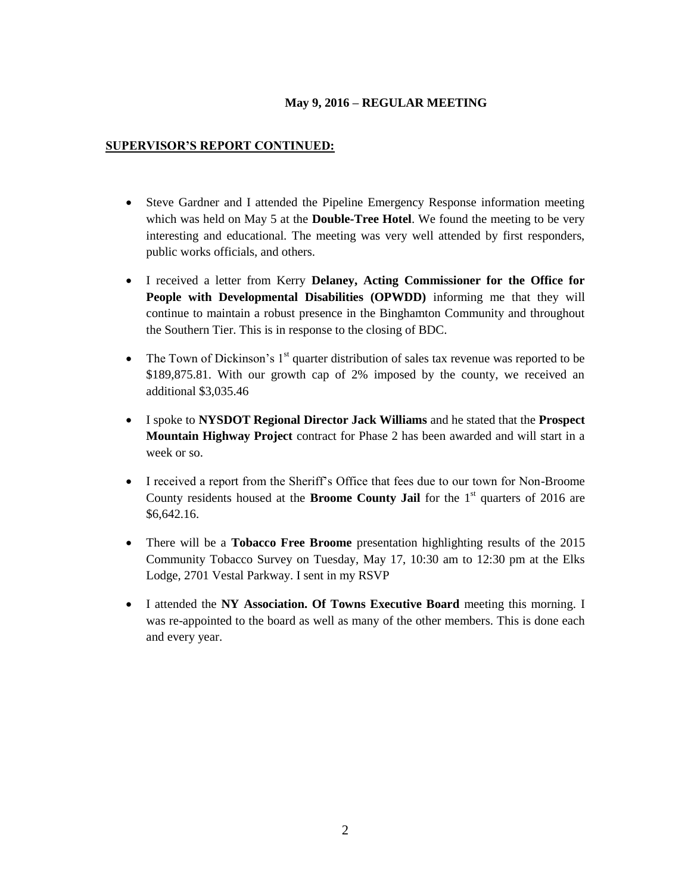**May 9, 2016 – REGULAR MEETING**

**SUPERVISOR'S REPORT CONTINUED:**

- Steve Gardner and I attended the Pipeline Emergency Response information meeting which was held on May 5 at the **Double-Tree Hotel**. We found the meeting to be very interesting and educational. The meeting was very well attended by first responders, public works officials, and others.

- I received a letter from Kerry **Delaney, Acting Commissioner for the Office for People with Developmental Disabilities (OPWDD)** informing me that they will continue to maintain a robust presence in the Binghamton Community and throughout the Southern Tier. This is in response to the closing of BDC.

- The Town of Dickinson's 1st quarter distribution of sales tax revenue was reported to be \$189,875.81. With our growth cap of 2% imposed by the county, we received an additional \$3,035.46

- I spoke to **NYSDOT Regional Director Jack Williams** and he stated that the **Prospect Mountain Highway Project** contract for Phase 2 has been awarded and will start in a week or so.

- I received a report from the Sheriff's Office that fees due to our town for Non-Broome County residents housed at the **Broome County Jail** for the 1st quarters of 2016 are \$6,642.16.

- There will be a **Tobacco Free Broome** presentation highlighting results of the 2015 Community Tobacco Survey on Tuesday, May 17, 10:30 am to 12:30 pm at the Elks Lodge, 2701 Vestal Parkway. I sent in my RSVP

- I attended the **NY Association. Of Towns Executive Board** meeting this morning. I was re-appointed to the board as well as many of the other members. This is done each and every year.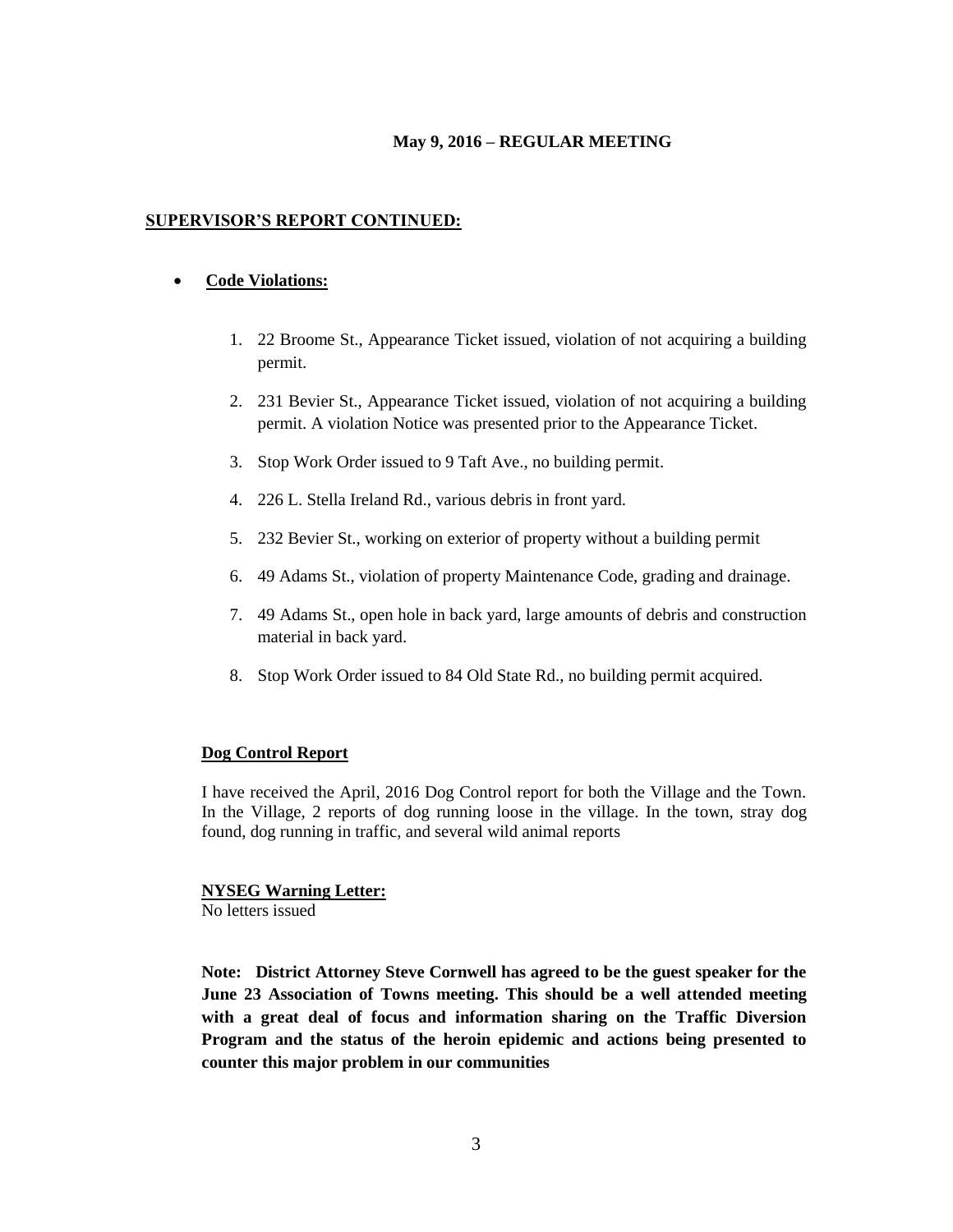**May 9, 2016 – REGULAR MEETING**

## SUPERVISOR'S REPORT CONTINUED:

- **Code Violations:**

1. 22 Broome St., Appearance Ticket issued, violation of not acquiring a building permit.
2. 231 Bevier St., Appearance Ticket issued, violation of not acquiring a building permit. A violation Notice was presented prior to the Appearance Ticket.
3. Stop Work Order issued to 9 Taft Ave., no building permit.
4. 226 L. Stella Ireland Rd., various debris in front yard.
5. 232 Bevier St., working on exterior of property without a building permit
6. 49 Adams St., violation of property Maintenance Code, grading and drainage.
7. 49 Adams St., open hole in back yard, large amounts of debris and construction material in back yard.
8. Stop Work Order issued to 84 Old State Rd., no building permit acquired.

### Dog Control Report

I have received the April, 2016 Dog Control report for both the Village and the Town. In the Village, 2 reports of dog running loose in the village. In the town, stray dog found, dog running in traffic, and several wild animal reports

### NYSEG Warning Letter:

No letters issued

**Note: District Attorney Steve Cornwell has agreed to be the guest speaker for the June 23 Association of Towns meeting. This should be a well attended meeting with a great deal of focus and information sharing on the Traffic Diversion Program and the status of the heroin epidemic and actions being presented to counter this major problem in our communities**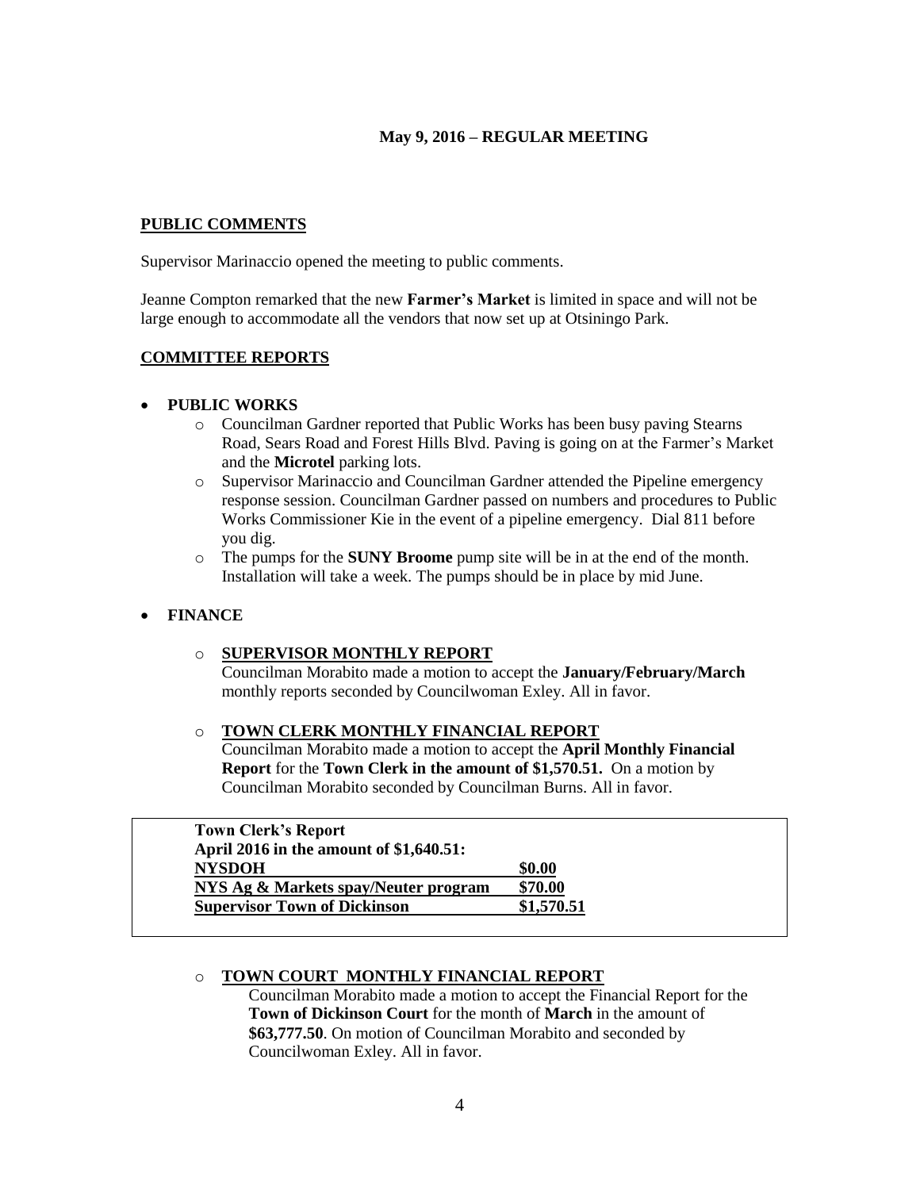**May 9, 2016 – REGULAR MEETING**

**PUBLIC COMMENTS**

Supervisor Marinaccio opened the meeting to public comments.

Jeanne Compton remarked that the new **Farmer's Market** is limited in space and will not be large enough to accommodate all the vendors that now set up at Otsiningo Park.

**COMMITTEE REPORTS**

- **PUBLIC WORKS**
  - Councilman Gardner reported that Public Works has been busy paving Stearns Road, Sears Road and Forest Hills Blvd. Paving is going on at the Farmer's Market and the **Microtel** parking lots.
  - Supervisor Marinaccio and Councilman Gardner attended the Pipeline emergency response session. Councilman Gardner passed on numbers and procedures to Public Works Commissioner Kie in the event of a pipeline emergency. Dial 811 before you dig.
  - The pumps for the **SUNY Broome** pump site will be in at the end of the month. Installation will take a week. The pumps should be in place by mid June.

- **FINANCE**
  - **SUPERVISOR MONTHLY REPORT**
    Councilman Morabito made a motion to accept the **January/February/March** monthly reports seconded by Councilwoman Exley. All in favor.
  - **TOWN CLERK MONTHLY FINANCIAL REPORT**
    Councilman Morabito made a motion to accept the **April Monthly Financial Report** for the **Town Clerk in the amount of $1,570.51.** On a motion by Councilman Morabito seconded by Councilman Burns. All in favor.

| Town Clerk's Report<br>April 2016 in the amount of $1,640.51: | |
|---|---|
| NYSDOH | $0.00 |
| NYS Ag & Markets spay/Neuter program | $70.00 |
| Supervisor Town of Dickinson | $1,570.51 |

  - **TOWN COURT MONTHLY FINANCIAL REPORT**
    Councilman Morabito made a motion to accept the Financial Report for the **Town of Dickinson Court** for the month of **March** in the amount of **$63,777.50**. On motion of Councilman Morabito and seconded by Councilwoman Exley. All in favor.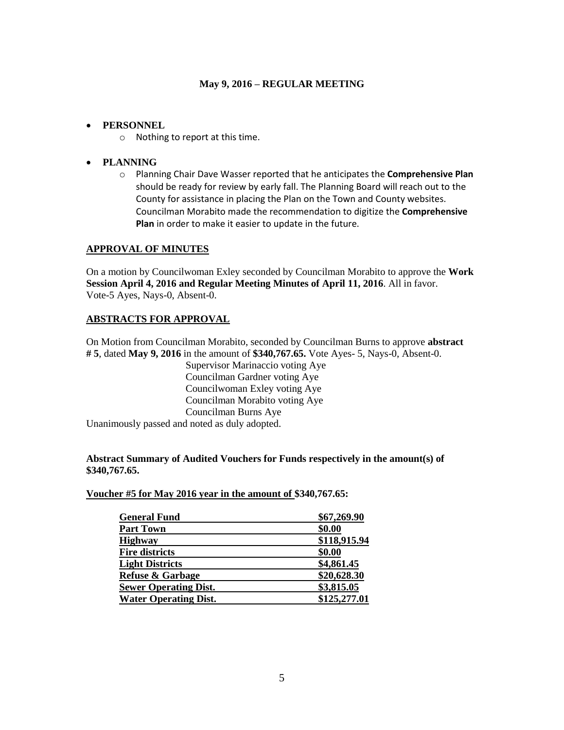**May 9, 2016 – REGULAR MEETING**

- **PERSONNEL**
    - Nothing to report at this time.
- **PLANNING**
    - Planning Chair Dave Wasser reported that he anticipates the **Comprehensive Plan** should be ready for review by early fall. The Planning Board will reach out to the County for assistance in placing the Plan on the Town and County websites. Councilman Morabito made the recommendation to digitize the **Comprehensive Plan** in order to make it easier to update in the future.

## APPROVAL OF MINUTES

On a motion by Councilwoman Exley seconded by Councilman Morabito to approve the **Work Session April 4, 2016 and Regular Meeting Minutes of April 11, 2016**. All in favor. Vote-5 Ayes, Nays-0, Absent-0.

## ABSTRACTS FOR APPROVAL

On Motion from Councilman Morabito, seconded by Councilman Burns to approve **abstract # 5**, dated **May 9, 2016** in the amount of **$340,767.65.** Vote Ayes- 5, Nays-0, Absent-0.

Supervisor Marinaccio voting Aye
Councilman Gardner voting Aye
Councilwoman Exley voting Aye
Councilman Morabito voting Aye
Councilman Burns Aye

Unanimously passed and noted as duly adopted.

**Abstract Summary of Audited Vouchers for Funds respectively in the amount(s) of $340,767.65.**

**Voucher #5 for May 2016 year in the amount of $340,767.65:**

| | |
|---|---|
| **General Fund** | **$67,269.90** |
| **Part Town** | **$0.00** |
| **Highway** | **$118,915.94** |
| **Fire districts** | **$0.00** |
| **Light Districts** | **$4,861.45** |
| **Refuse & Garbage** | **$20,628.30** |
| **Sewer Operating Dist.** | **$3,815.05** |
| **Water Operating Dist.** | **$125,277.01** |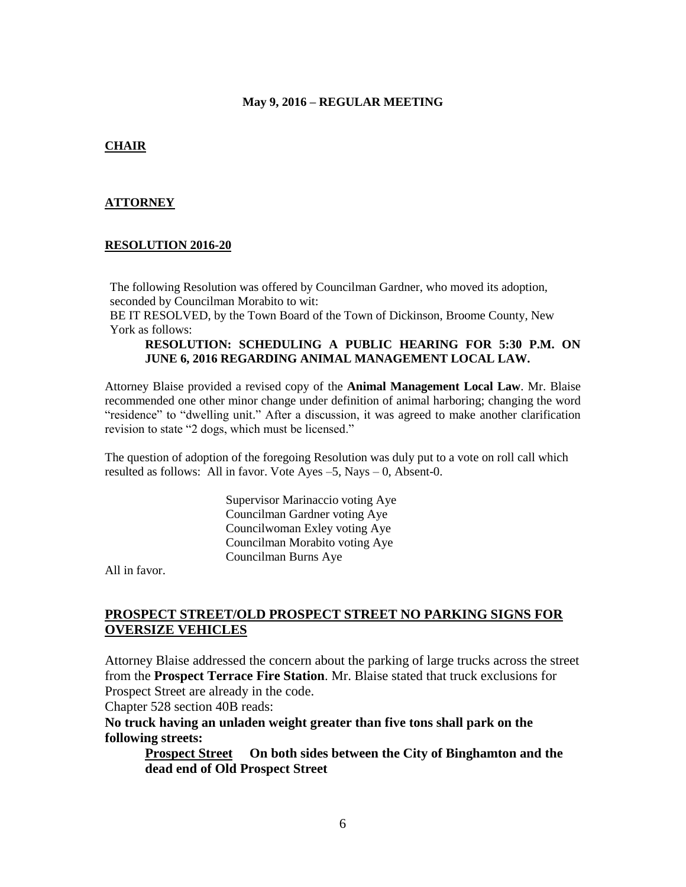**May 9, 2016 – REGULAR MEETING**

## CHAIR

## ATTORNEY

## RESOLUTION 2016-20

The following Resolution was offered by Councilman Gardner, who moved its adoption, seconded by Councilman Morabito to wit:
BE IT RESOLVED, by the Town Board of the Town of Dickinson, Broome County, New York as follows:

**RESOLUTION: SCHEDULING A PUBLIC HEARING FOR 5:30 P.M. ON JUNE 6, 2016 REGARDING ANIMAL MANAGEMENT LOCAL LAW.**

Attorney Blaise provided a revised copy of the **Animal Management Local Law**. Mr. Blaise recommended one other minor change under definition of animal harboring; changing the word "residence" to "dwelling unit." After a discussion, it was agreed to make another clarification revision to state "2 dogs, which must be licensed."

The question of adoption of the foregoing Resolution was duly put to a vote on roll call which resulted as follows: All in favor. Vote Ayes –5, Nays – 0, Absent-0.

Supervisor Marinaccio voting Aye
Councilman Gardner voting Aye
Councilwoman Exley voting Aye
Councilman Morabito voting Aye
Councilman Burns Aye

All in favor.

## PROSPECT STREET/OLD PROSPECT STREET NO PARKING SIGNS FOR OVERSIZE VEHICLES

Attorney Blaise addressed the concern about the parking of large trucks across the street from the **Prospect Terrace Fire Station**. Mr. Blaise stated that truck exclusions for Prospect Street are already in the code.

Chapter 528 section 40B reads:

**No truck having an unladen weight greater than five tons shall park on the following streets:**

**Prospect Street On both sides between the City of Binghamton and the dead end of Old Prospect Street**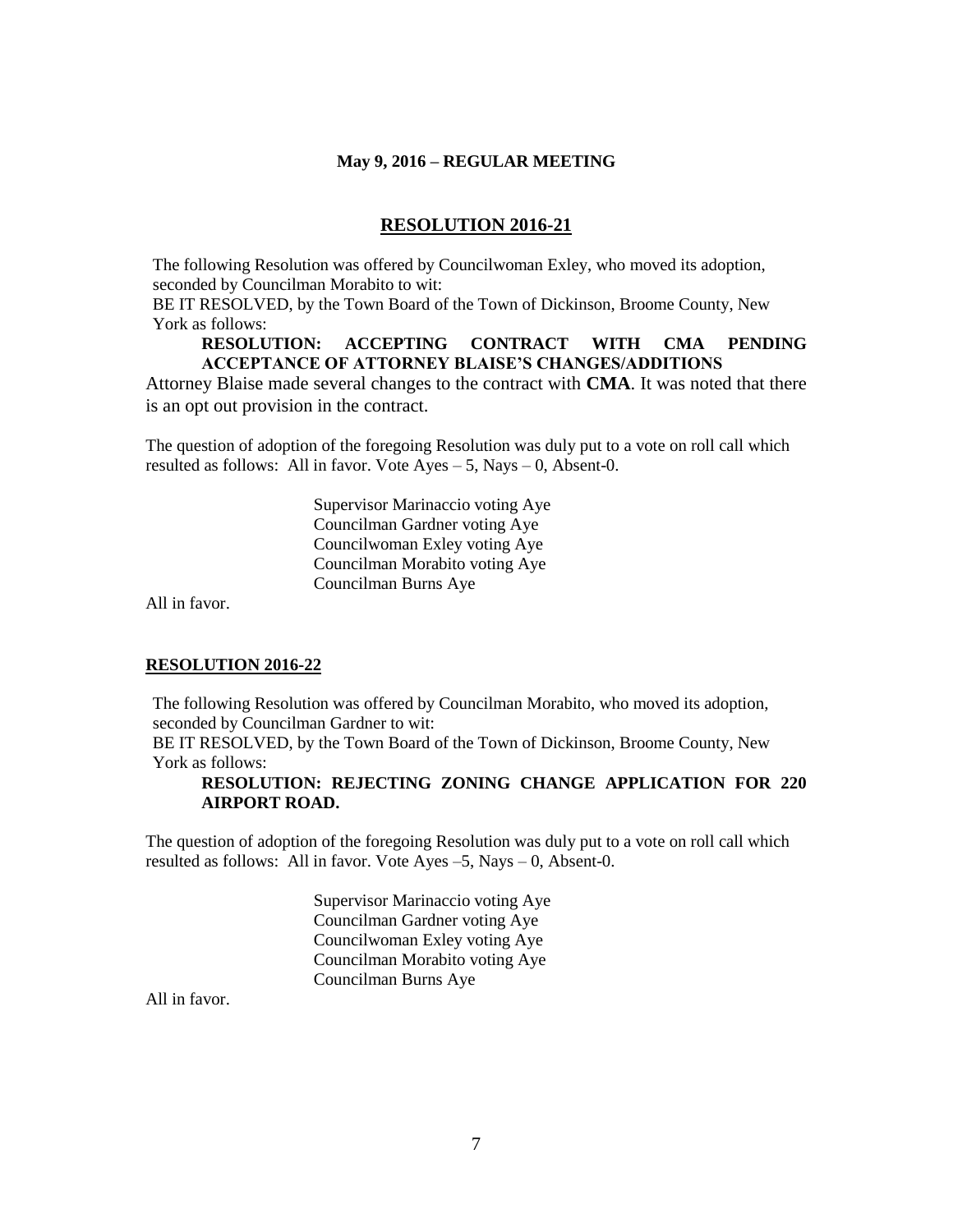**May 9, 2016 – REGULAR MEETING**

## RESOLUTION 2016-21

The following Resolution was offered by Councilwoman Exley, who moved its adoption, seconded by Councilman Morabito to wit:

BE IT RESOLVED, by the Town Board of the Town of Dickinson, Broome County, New York as follows:

**RESOLUTION: ACCEPTING CONTRACT WITH CMA PENDING ACCEPTANCE OF ATTORNEY BLAISE'S CHANGES/ADDITIONS**

Attorney Blaise made several changes to the contract with **CMA**. It was noted that there is an opt out provision in the contract.

The question of adoption of the foregoing Resolution was duly put to a vote on roll call which resulted as follows: All in favor. Vote Ayes – 5, Nays – 0, Absent-0.

Supervisor Marinaccio voting Aye
Councilman Gardner voting Aye
Councilwoman Exley voting Aye
Councilman Morabito voting Aye
Councilman Burns Aye

All in favor.

**RESOLUTION 2016-22**

The following Resolution was offered by Councilman Morabito, who moved its adoption, seconded by Councilman Gardner to wit:

BE IT RESOLVED, by the Town Board of the Town of Dickinson, Broome County, New York as follows:

**RESOLUTION: REJECTING ZONING CHANGE APPLICATION FOR 220 AIRPORT ROAD.**

The question of adoption of the foregoing Resolution was duly put to a vote on roll call which resulted as follows: All in favor. Vote Ayes –5, Nays – 0, Absent-0.

Supervisor Marinaccio voting Aye
Councilman Gardner voting Aye
Councilwoman Exley voting Aye
Councilman Morabito voting Aye
Councilman Burns Aye

All in favor.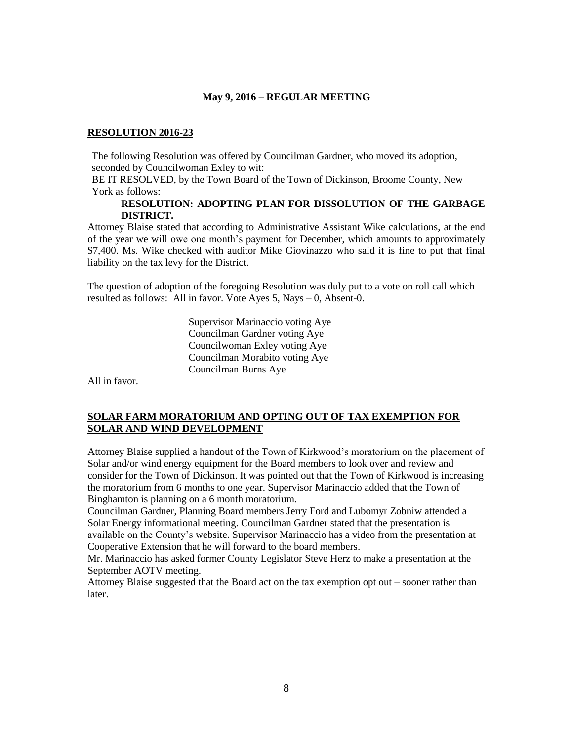**May 9, 2016 – REGULAR MEETING**

**RESOLUTION 2016-23**

The following Resolution was offered by Councilman Gardner, who moved its adoption, seconded by Councilwoman Exley to wit:
BE IT RESOLVED, by the Town Board of the Town of Dickinson, Broome County, New York as follows:

**RESOLUTION: ADOPTING PLAN FOR DISSOLUTION OF THE GARBAGE DISTRICT.**

Attorney Blaise stated that according to Administrative Assistant Wike calculations, at the end of the year we will owe one month's payment for December, which amounts to approximately $7,400. Ms. Wike checked with auditor Mike Giovinazzo who said it is fine to put that final liability on the tax levy for the District.

The question of adoption of the foregoing Resolution was duly put to a vote on roll call which resulted as follows: All in favor. Vote Ayes 5, Nays – 0, Absent-0.

Supervisor Marinaccio voting Aye
Councilman Gardner voting Aye
Councilwoman Exley voting Aye
Councilman Morabito voting Aye
Councilman Burns Aye

All in favor.

**SOLAR FARM MORATORIUM AND OPTING OUT OF TAX EXEMPTION FOR SOLAR AND WIND DEVELOPMENT**

Attorney Blaise supplied a handout of the Town of Kirkwood's moratorium on the placement of Solar and/or wind energy equipment for the Board members to look over and review and consider for the Town of Dickinson. It was pointed out that the Town of Kirkwood is increasing the moratorium from 6 months to one year. Supervisor Marinaccio added that the Town of Binghamton is planning on a 6 month moratorium.
Councilman Gardner, Planning Board members Jerry Ford and Lubomyr Zobniw attended a Solar Energy informational meeting. Councilman Gardner stated that the presentation is available on the County's website. Supervisor Marinaccio has a video from the presentation at Cooperative Extension that he will forward to the board members.
Mr. Marinaccio has asked former County Legislator Steve Herz to make a presentation at the September AOTV meeting.
Attorney Blaise suggested that the Board act on the tax exemption opt out – sooner rather than later.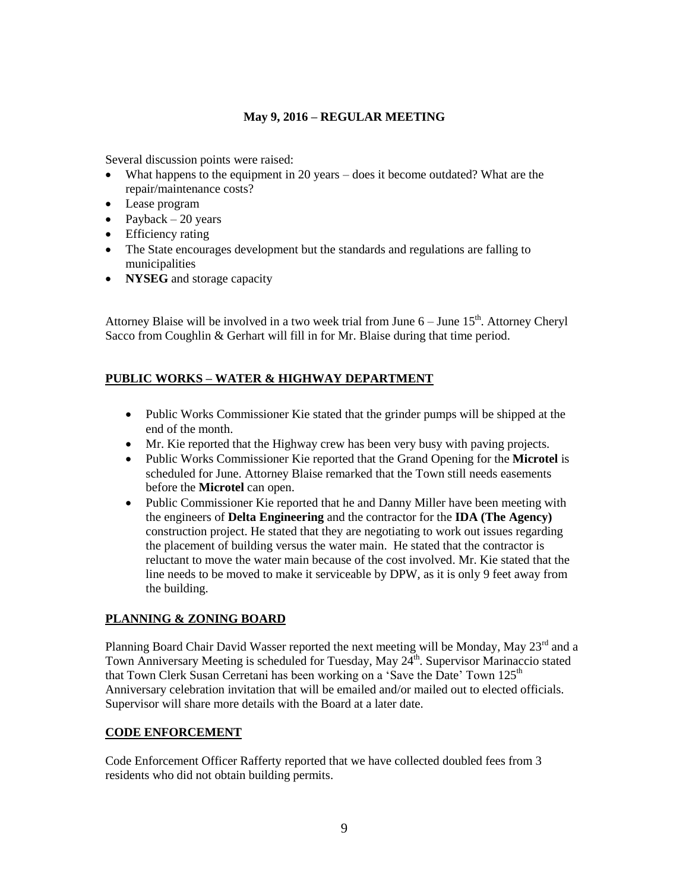**May 9, 2016 – REGULAR MEETING**

Several discussion points were raised:

- What happens to the equipment in 20 years – does it become outdated? What are the repair/maintenance costs?
- Lease program
- Payback – 20 years
- Efficiency rating
- The State encourages development but the standards and regulations are falling to municipalities
- **NYSEG** and storage capacity

Attorney Blaise will be involved in a two week trial from June 6 – June 15th. Attorney Cheryl Sacco from Coughlin & Gerhart will fill in for Mr. Blaise during that time period.

## PUBLIC WORKS – WATER & HIGHWAY DEPARTMENT

- Public Works Commissioner Kie stated that the grinder pumps will be shipped at the end of the month.
- Mr. Kie reported that the Highway crew has been very busy with paving projects.
- Public Works Commissioner Kie reported that the Grand Opening for the **Microtel** is scheduled for June. Attorney Blaise remarked that the Town still needs easements before the **Microtel** can open.
- Public Commissioner Kie reported that he and Danny Miller have been meeting with the engineers of **Delta Engineering** and the contractor for the **IDA (The Agency)** construction project. He stated that they are negotiating to work out issues regarding the placement of building versus the water main. He stated that the contractor is reluctant to move the water main because of the cost involved. Mr. Kie stated that the line needs to be moved to make it serviceable by DPW, as it is only 9 feet away from the building.

## PLANNING & ZONING BOARD

Planning Board Chair David Wasser reported the next meeting will be Monday, May 23rd and a Town Anniversary Meeting is scheduled for Tuesday, May 24th. Supervisor Marinaccio stated that Town Clerk Susan Cerretani has been working on a 'Save the Date' Town 125th Anniversary celebration invitation that will be emailed and/or mailed out to elected officials. Supervisor will share more details with the Board at a later date.

## CODE ENFORCEMENT

Code Enforcement Officer Rafferty reported that we have collected doubled fees from 3 residents who did not obtain building permits.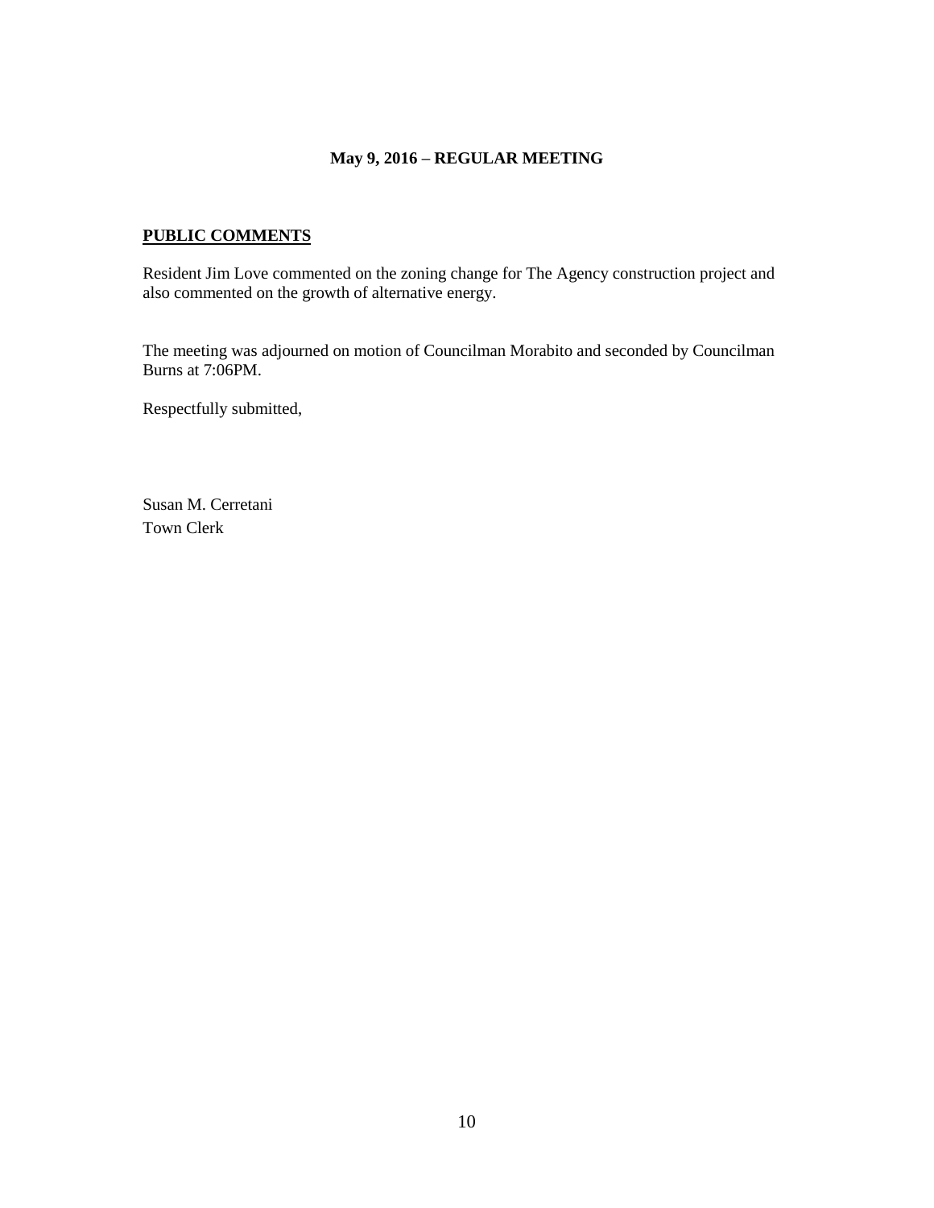**May 9, 2016 – REGULAR MEETING**

**PUBLIC COMMENTS**

Resident Jim Love commented on the zoning change for The Agency construction project and also commented on the growth of alternative energy.

The meeting was adjourned on motion of Councilman Morabito and seconded by Councilman Burns at 7:06PM.

Respectfully submitted,

Susan M. Cerretani
Town Clerk